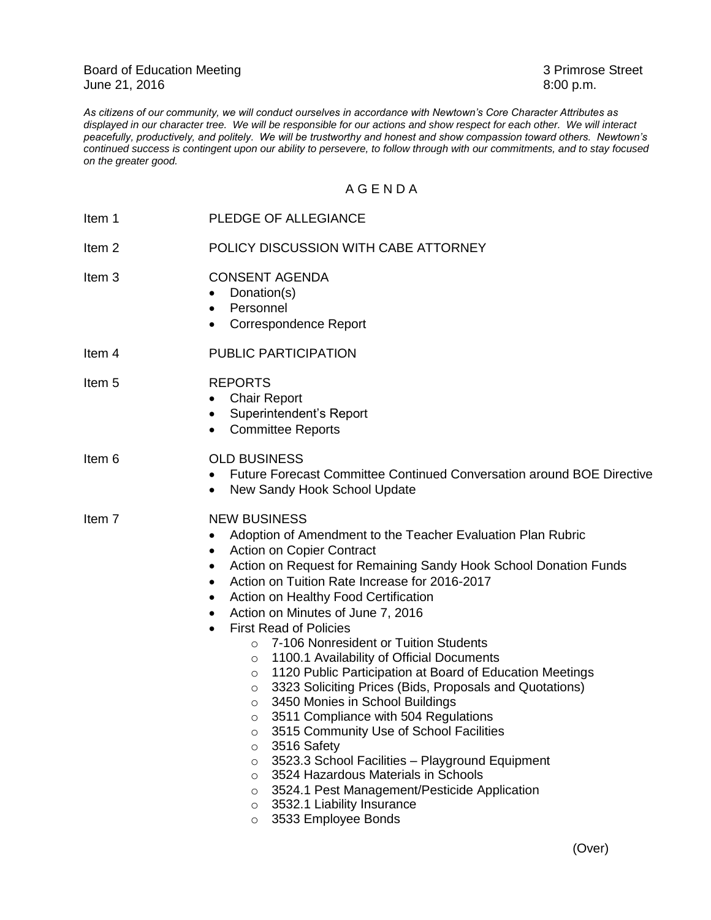Board of Education Meeting 3 Primrose Street
June 21, 2016 8:00 p.m.

*As citizens of our community, we will conduct ourselves in accordance with Newtown's Core Character Attributes as displayed in our character tree. We will be responsible for our actions and show respect for each other. We will interact peacefully, productively, and politely. We will be trustworthy and honest and show compassion toward others. Newtown's continued success is contingent upon our ability to persevere, to follow through with our commitments, and to stay focused on the greater good.*

## A G E N D A

Item 1 PLEDGE OF ALLEGIANCE

Item 2 POLICY DISCUSSION WITH CABE ATTORNEY

Item 3 CONSENT AGENDA
- Donation(s)
- Personnel
- Correspondence Report

Item 4 PUBLIC PARTICIPATION

Item 5 REPORTS
- Chair Report
- Superintendent's Report
- Committee Reports

Item 6 OLD BUSINESS
- Future Forecast Committee Continued Conversation around BOE Directive
- New Sandy Hook School Update

Item 7 NEW BUSINESS
- Adoption of Amendment to the Teacher Evaluation Plan Rubric
- Action on Copier Contract
- Action on Request for Remaining Sandy Hook School Donation Funds
- Action on Tuition Rate Increase for 2016-2017
- Action on Healthy Food Certification
- Action on Minutes of June 7, 2016
- First Read of Policies
    - 7-106 Nonresident or Tuition Students
    - 1100.1 Availability of Official Documents
    - 1120 Public Participation at Board of Education Meetings
    - 3323 Soliciting Prices (Bids, Proposals and Quotations)
    - 3450 Monies in School Buildings
    - 3511 Compliance with 504 Regulations
    - 3515 Community Use of School Facilities
    - 3516 Safety
    - 3523.3 School Facilities – Playground Equipment
    - 3524 Hazardous Materials in Schools
    - 3524.1 Pest Management/Pesticide Application
    - 3532.1 Liability Insurance
    - 3533 Employee Bonds

(Over)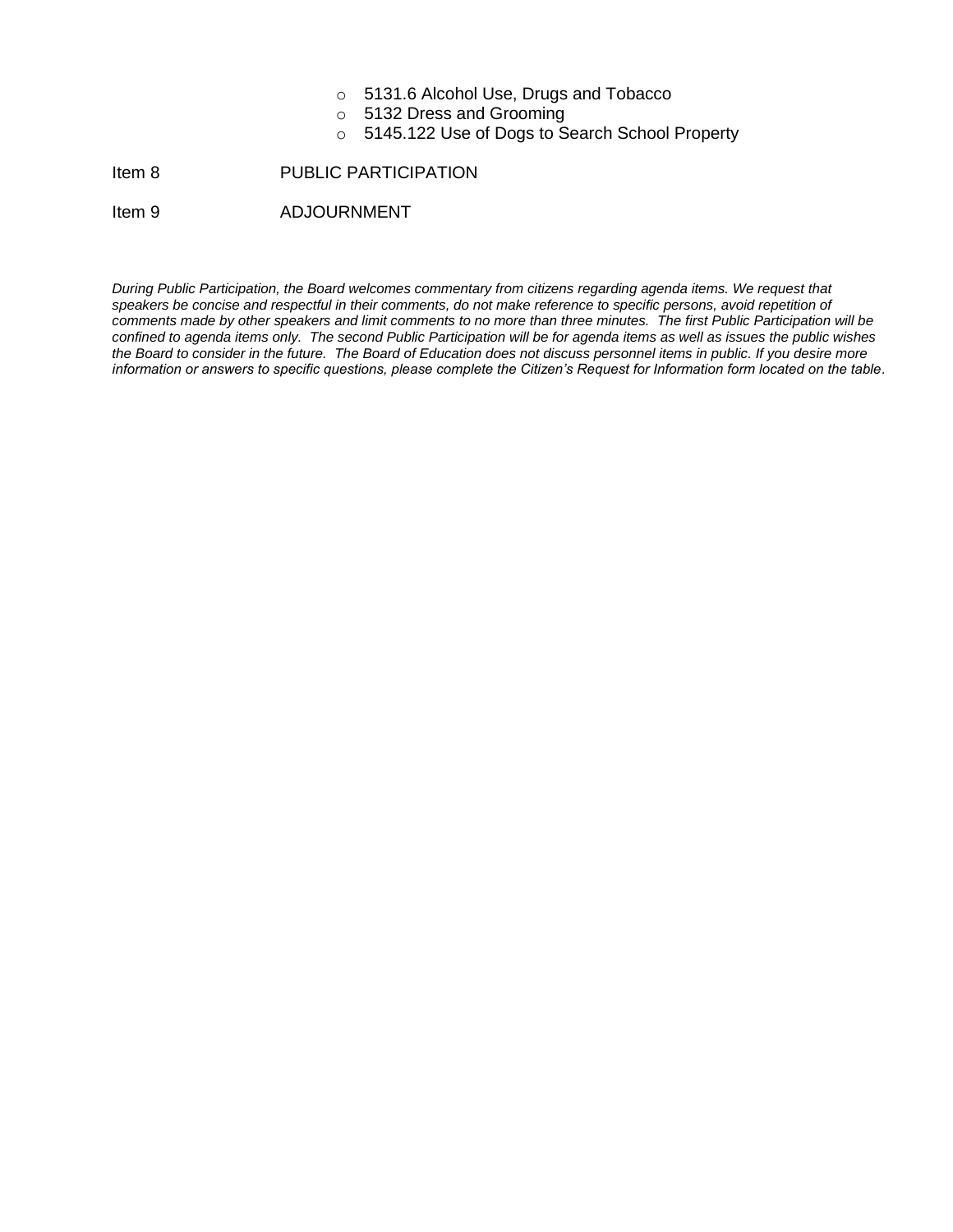- 5131.6 Alcohol Use, Drugs and Tobacco
- 5132 Dress and Grooming
- 5145.122 Use of Dogs to Search School Property

Item 8 PUBLIC PARTICIPATION

Item 9 ADJOURNMENT

*During Public Participation, the Board welcomes commentary from citizens regarding agenda items. We request that speakers be concise and respectful in their comments, do not make reference to specific persons, avoid repetition of comments made by other speakers and limit comments to no more than three minutes. The first Public Participation will be confined to agenda items only. The second Public Participation will be for agenda items as well as issues the public wishes the Board to consider in the future. The Board of Education does not discuss personnel items in public. If you desire more information or answers to specific questions, please complete the Citizen's Request for Information form located on the table.*